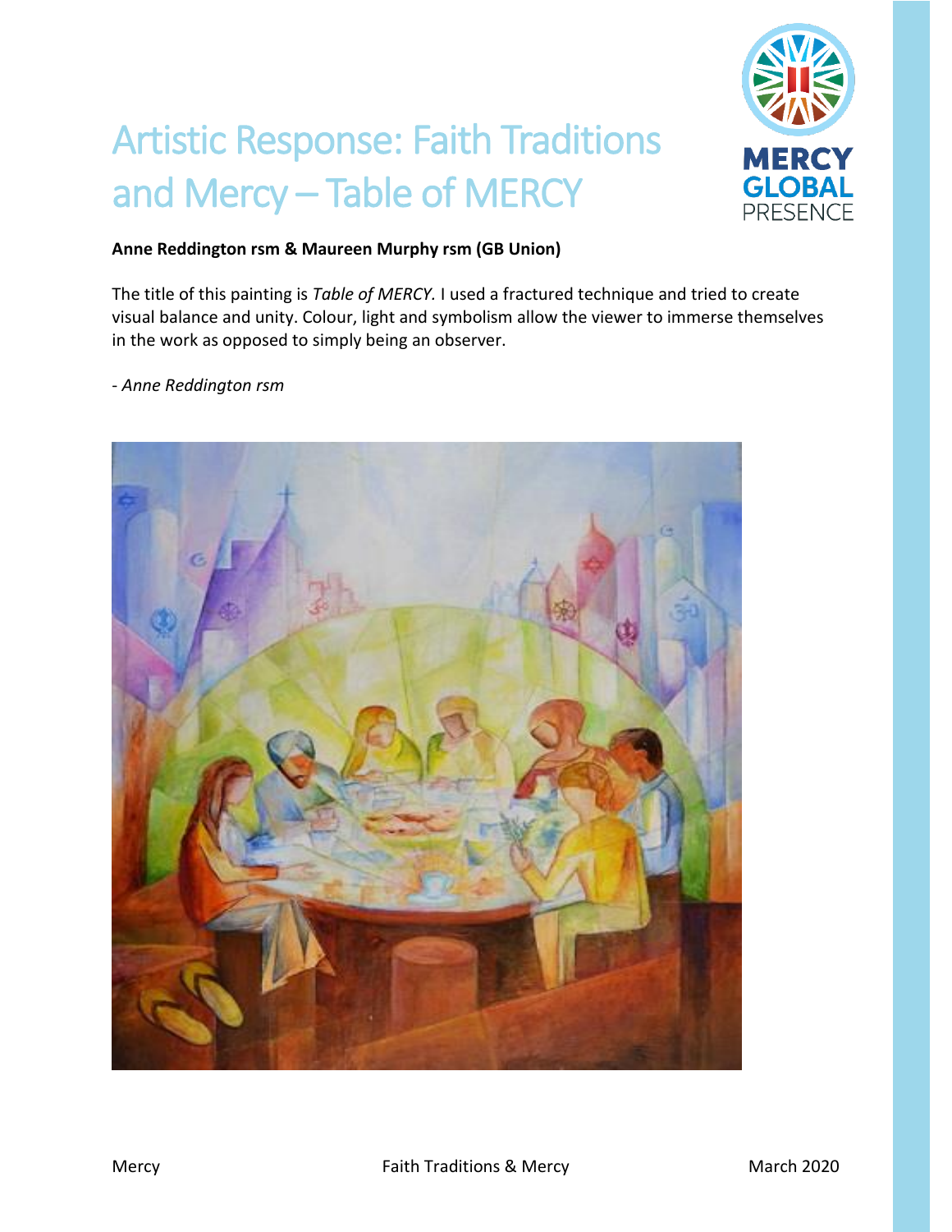# Artistic Response: Faith Traditions and Mercy – Table of MERCY

**Anne Reddington rsm & Maureen Murphy rsm (GB Union)**

The title of this painting is *Table of MERCY.* I used a fractured technique and tried to create visual balance and unity. Colour, light and symbolism allow the viewer to immerse themselves in the work as opposed to simply being an observer.

- *Anne Reddington rsm*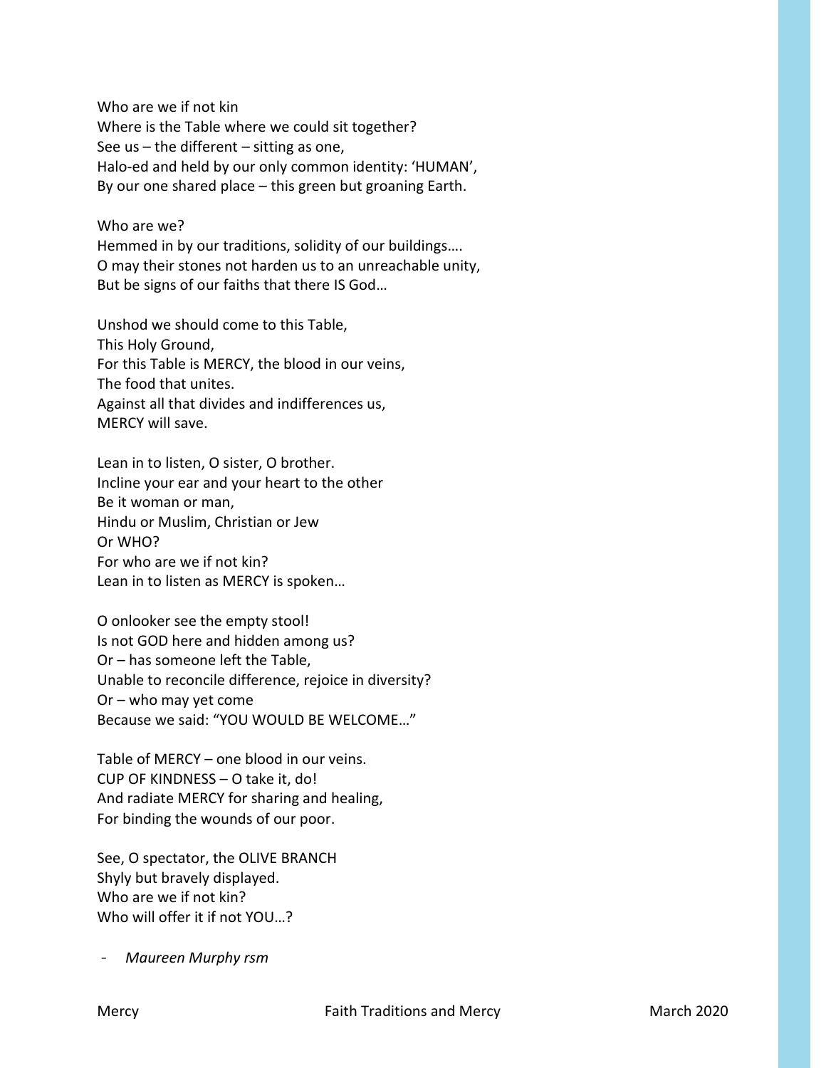Who are we if not kin
Where is the Table where we could sit together?
See us – the different – sitting as one,
Halo-ed and held by our only common identity: 'HUMAN',
By our one shared place – this green but groaning Earth.

Who are we?
Hemmed in by our traditions, solidity of our buildings….
O may their stones not harden us to an unreachable unity,
But be signs of our faiths that there IS God…

Unshod we should come to this Table,
This Holy Ground,
For this Table is MERCY, the blood in our veins,
The food that unites.
Against all that divides and indifferences us,
MERCY will save.

Lean in to listen, O sister, O brother.
Incline your ear and your heart to the other
Be it woman or man,
Hindu or Muslim, Christian or Jew
Or WHO?
For who are we if not kin?
Lean in to listen as MERCY is spoken…

O onlooker see the empty stool!
Is not GOD here and hidden among us?
Or – has someone left the Table,
Unable to reconcile difference, rejoice in diversity?
Or – who may yet come
Because we said: "YOU WOULD BE WELCOME…"

Table of MERCY – one blood in our veins.
CUP OF KINDNESS – O take it, do!
And radiate MERCY for sharing and healing,
For binding the wounds of our poor.

See, O spectator, the OLIVE BRANCH
Shyly but bravely displayed.
Who are we if not kin?
Who will offer it if not YOU…?

- *Maureen Murphy rsm*